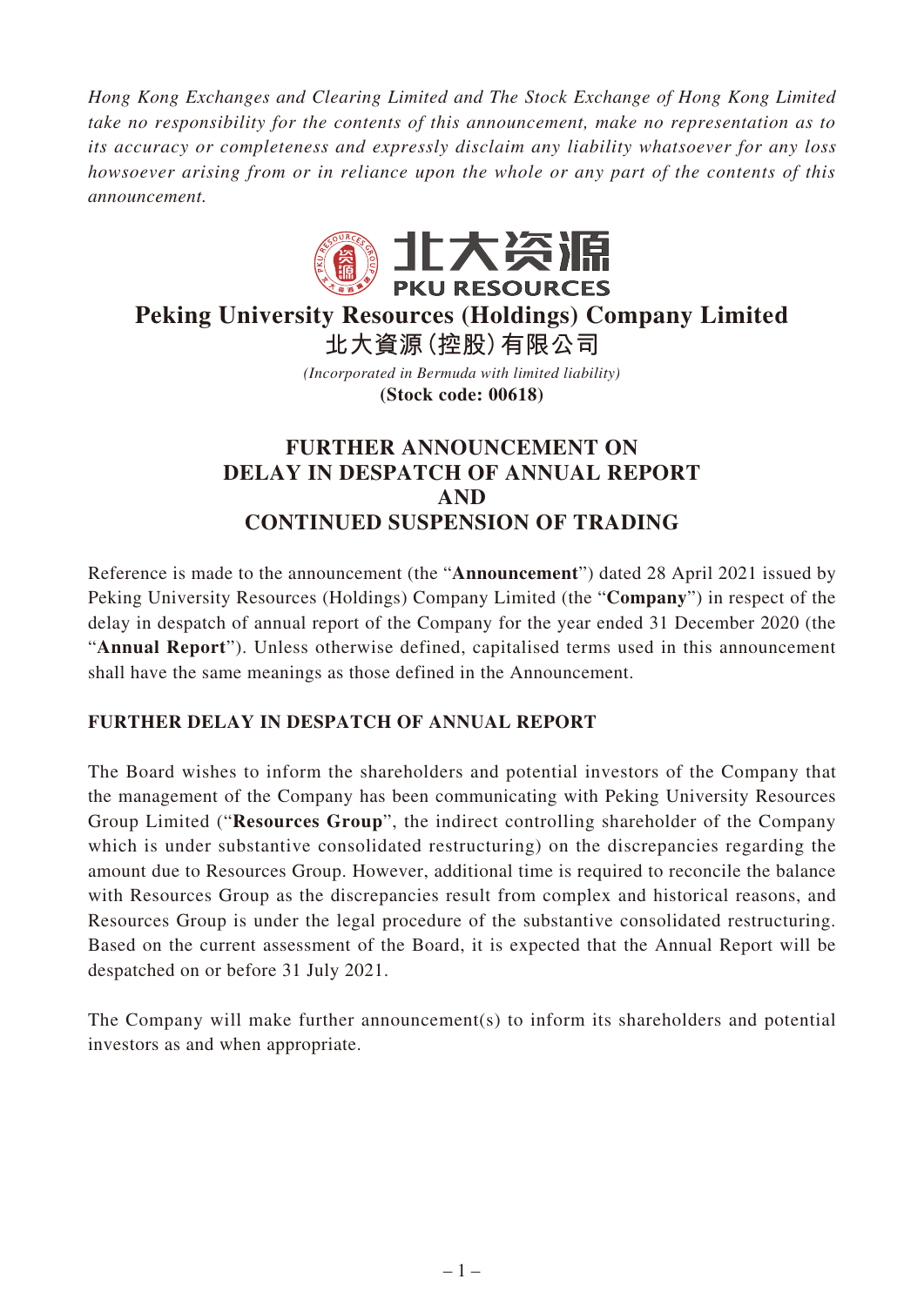*Hong Kong Exchanges and Clearing Limited and The Stock Exchange of Hong Kong Limited take no responsibility for the contents of this announcement, make no representation as to its accuracy or completeness and expressly disclaim any liability whatsoever for any loss howsoever arising from or in reliance upon the whole or any part of the contents of this announcement.*

北大资源
PKU RESOURCES

# Peking University Resources (Holdings) Company Limited
# 北大資源(控股)有限公司

*(Incorporated in Bermuda with limited liability)*

**(Stock code: 00618)**

## FURTHER ANNOUNCEMENT ON DELAY IN DESPATCH OF ANNUAL REPORT AND CONTINUED SUSPENSION OF TRADING

Reference is made to the announcement (the "**Announcement**") dated 28 April 2021 issued by Peking University Resources (Holdings) Company Limited (the "**Company**") in respect of the delay in despatch of annual report of the Company for the year ended 31 December 2020 (the "**Annual Report**"). Unless otherwise defined, capitalised terms used in this announcement shall have the same meanings as those defined in the Announcement.

### FURTHER DELAY IN DESPATCH OF ANNUAL REPORT

The Board wishes to inform the shareholders and potential investors of the Company that the management of the Company has been communicating with Peking University Resources Group Limited ("**Resources Group**", the indirect controlling shareholder of the Company which is under substantive consolidated restructuring) on the discrepancies regarding the amount due to Resources Group. However, additional time is required to reconcile the balance with Resources Group as the discrepancies result from complex and historical reasons, and Resources Group is under the legal procedure of the substantive consolidated restructuring. Based on the current assessment of the Board, it is expected that the Annual Report will be despatched on or before 31 July 2021.

The Company will make further announcement(s) to inform its shareholders and potential investors as and when appropriate.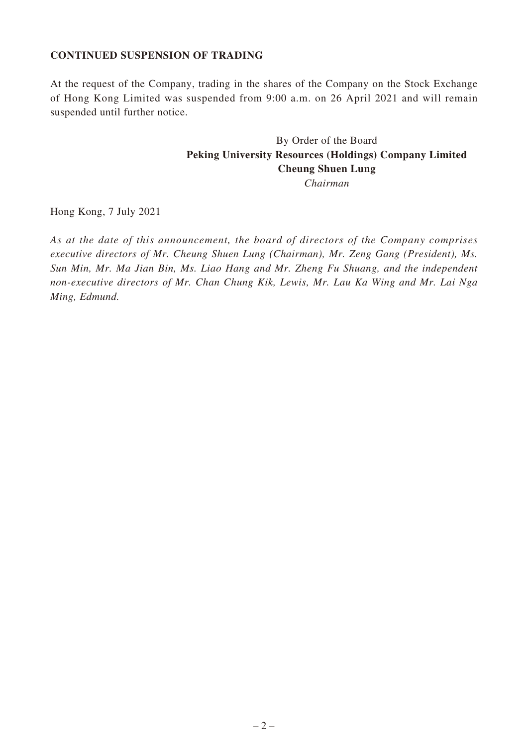**CONTINUED SUSPENSION OF TRADING**

At the request of the Company, trading in the shares of the Company on the Stock Exchange of Hong Kong Limited was suspended from 9:00 a.m. on 26 April 2021 and will remain suspended until further notice.

By Order of the Board
**Peking University Resources (Holdings) Company Limited**
**Cheung Shuen Lung**
*Chairman*

Hong Kong, 7 July 2021

*As at the date of this announcement, the board of directors of the Company comprises executive directors of Mr. Cheung Shuen Lung (Chairman), Mr. Zeng Gang (President), Ms. Sun Min, Mr. Ma Jian Bin, Ms. Liao Hang and Mr. Zheng Fu Shuang, and the independent non-executive directors of Mr. Chan Chung Kik, Lewis, Mr. Lau Ka Wing and Mr. Lai Nga Ming, Edmund.*